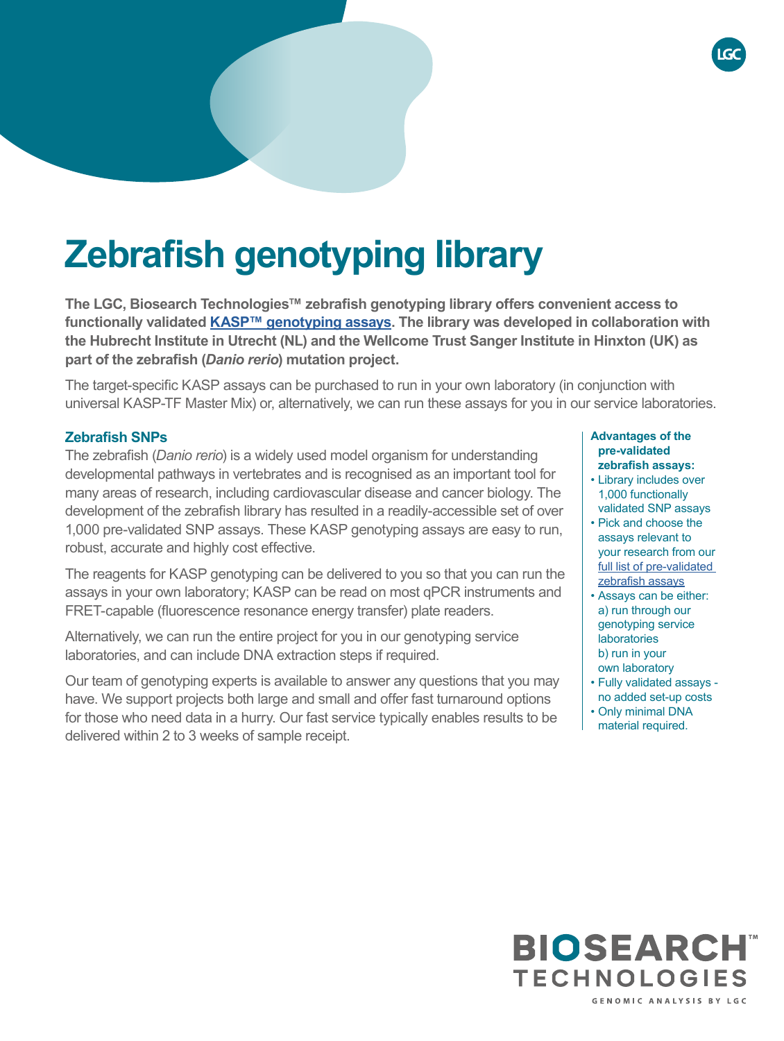# Zebrafish genotyping library

**The LGC, Biosearch Technologies™ zebrafish genotyping library offers convenient access to functionally validated KASP™ genotyping assays. The library was developed in collaboration with the Hubrecht Institute in Utrecht (NL) and the Wellcome Trust Sanger Institute in Hinxton (UK) as part of the zebrafish (*Danio rerio*) mutation project.**

The target-specific KASP assays can be purchased to run in your own laboratory (in conjunction with universal KASP-TF Master Mix) or, alternatively, we can run these assays for you in our service laboratories.

## Zebrafish SNPs

The zebrafish (*Danio rerio*) is a widely used model organism for understanding developmental pathways in vertebrates and is recognised as an important tool for many areas of research, including cardiovascular disease and cancer biology. The development of the zebrafish library has resulted in a readily-accessible set of over 1,000 pre-validated SNP assays. These KASP genotyping assays are easy to run, robust, accurate and highly cost effective.

The reagents for KASP genotyping can be delivered to you so that you can run the assays in your own laboratory; KASP can be read on most qPCR instruments and FRET-capable (fluorescence resonance energy transfer) plate readers.

Alternatively, we can run the entire project for you in our genotyping service laboratories, and can include DNA extraction steps if required.

Our team of genotyping experts is available to answer any questions that you may have. We support projects both large and small and offer fast turnaround options for those who need data in a hurry. Our fast service typically enables results to be delivered within 2 to 3 weeks of sample receipt.

**Advantages of the pre-validated zebrafish assays:**

- Library includes over 1,000 functionally validated SNP assays
- Pick and choose the assays relevant to your research from our full list of pre-validated zebrafish assays
- Assays can be either:
  a) run through our genotyping service laboratories
  b) run in your own laboratory
- Fully validated assays - no added set-up costs
- Only minimal DNA material required.

BIOSEARCH™ TECHNOLOGIES
GENOMIC ANALYSIS BY LGC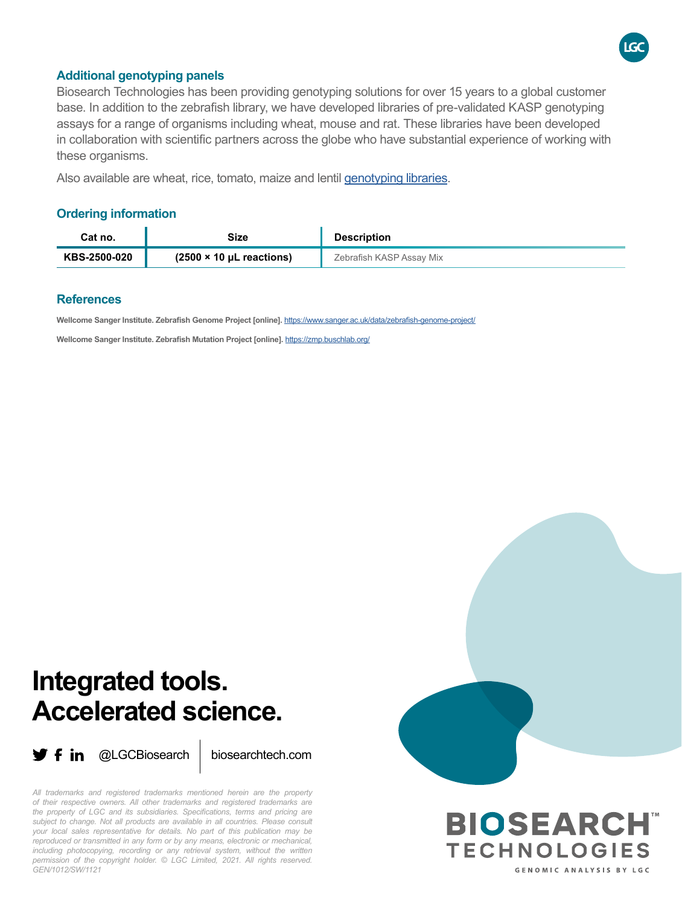## Additional genotyping panels

Biosearch Technologies has been providing genotyping solutions for over 15 years to a global customer base. In addition to the zebrafish library, we have developed libraries of pre-validated KASP genotyping assays for a range of organisms including wheat, mouse and rat. These libraries have been developed in collaboration with scientific partners across the globe who have substantial experience of working with these organisms.

Also available are wheat, rice, tomato, maize and lentil genotyping libraries.

## Ordering information

| Cat no. | Size | Description |
|---|---|---|
| **KBS-2500-020** | **(2500 × 10 µL reactions)** | Zebrafish KASP Assay Mix |

## References

**Wellcome Sanger Institute. Zebrafish Genome Project [online].** https://www.sanger.ac.uk/data/zebrafish-genome-project/

**Wellcome Sanger Institute. Zebrafish Mutation Project [online].** https://zmp.buschlab.org/

# Integrated tools. Accelerated science.

@LGCBiosearch | biosearchtech.com

*All trademarks and registered trademarks mentioned herein are the property of their respective owners. All other trademarks and registered trademarks are the property of LGC and its subsidiaries. Specifications, terms and pricing are subject to change. Not all products are available in all countries. Please consult your local sales representative for details. No part of this publication may be reproduced or transmitted in any form or by any means, electronic or mechanical, including photocopying, recording or any retrieval system, without the written permission of the copyright holder. © LGC Limited, 2021. All rights reserved. GEN/1012/SW/1121*

BIOSEARCH™ TECHNOLOGIES

GENOMIC ANALYSIS BY LGC